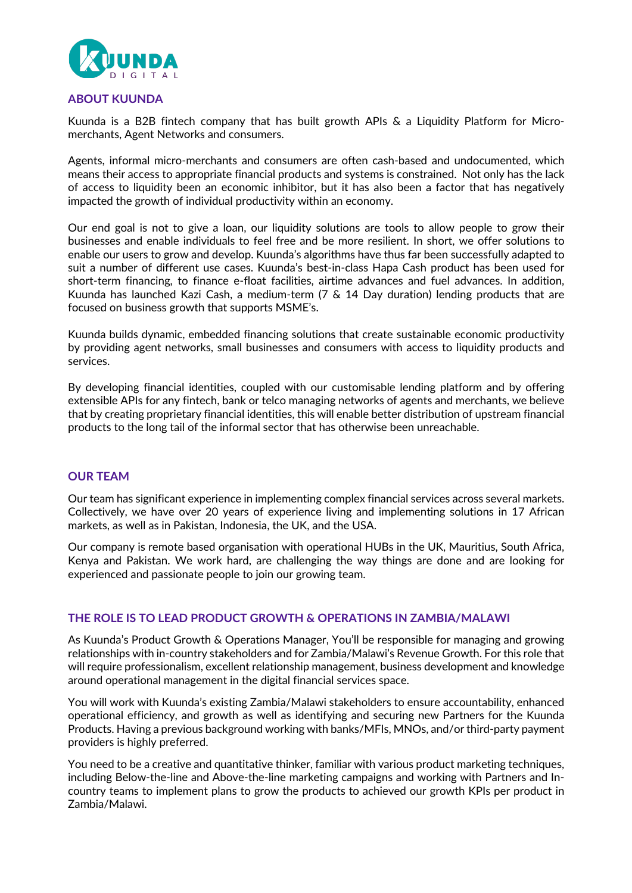## ABOUT KUUNDA

Kuunda is a B2B fintech company that has built growth APIs & a Liquidity Platform for Micro-merchants, Agent Networks and consumers.

Agents, informal micro-merchants and consumers are often cash-based and undocumented, which means their access to appropriate financial products and systems is constrained. Not only has the lack of access to liquidity been an economic inhibitor, but it has also been a factor that has negatively impacted the growth of individual productivity within an economy.

Our end goal is not to give a loan, our liquidity solutions are tools to allow people to grow their businesses and enable individuals to feel free and be more resilient. In short, we offer solutions to enable our users to grow and develop. Kuunda's algorithms have thus far been successfully adapted to suit a number of different use cases. Kuunda's best-in-class Hapa Cash product has been used for short-term financing, to finance e-float facilities, airtime advances and fuel advances. In addition, Kuunda has launched Kazi Cash, a medium-term (7 & 14 Day duration) lending products that are focused on business growth that supports MSME's.

Kuunda builds dynamic, embedded financing solutions that create sustainable economic productivity by providing agent networks, small businesses and consumers with access to liquidity products and services.

By developing financial identities, coupled with our customisable lending platform and by offering extensible APIs for any fintech, bank or telco managing networks of agents and merchants, we believe that by creating proprietary financial identities, this will enable better distribution of upstream financial products to the long tail of the informal sector that has otherwise been unreachable.

## OUR TEAM

Our team has significant experience in implementing complex financial services across several markets. Collectively, we have over 20 years of experience living and implementing solutions in 17 African markets, as well as in Pakistan, Indonesia, the UK, and the USA.

Our company is remote based organisation with operational HUBs in the UK, Mauritius, South Africa, Kenya and Pakistan. We work hard, are challenging the way things are done and are looking for experienced and passionate people to join our growing team.

## THE ROLE IS TO LEAD PRODUCT GROWTH & OPERATIONS IN ZAMBIA/MALAWI

As Kuunda's Product Growth & Operations Manager, You'll be responsible for managing and growing relationships with in-country stakeholders and for Zambia/Malawi's Revenue Growth. For this role that will require professionalism, excellent relationship management, business development and knowledge around operational management in the digital financial services space.

You will work with Kuunda's existing Zambia/Malawi stakeholders to ensure accountability, enhanced operational efficiency, and growth as well as identifying and securing new Partners for the Kuunda Products. Having a previous background working with banks/MFIs, MNOs, and/or third-party payment providers is highly preferred.

You need to be a creative and quantitative thinker, familiar with various product marketing techniques, including Below-the-line and Above-the-line marketing campaigns and working with Partners and In-country teams to implement plans to grow the products to achieved our growth KPIs per product in Zambia/Malawi.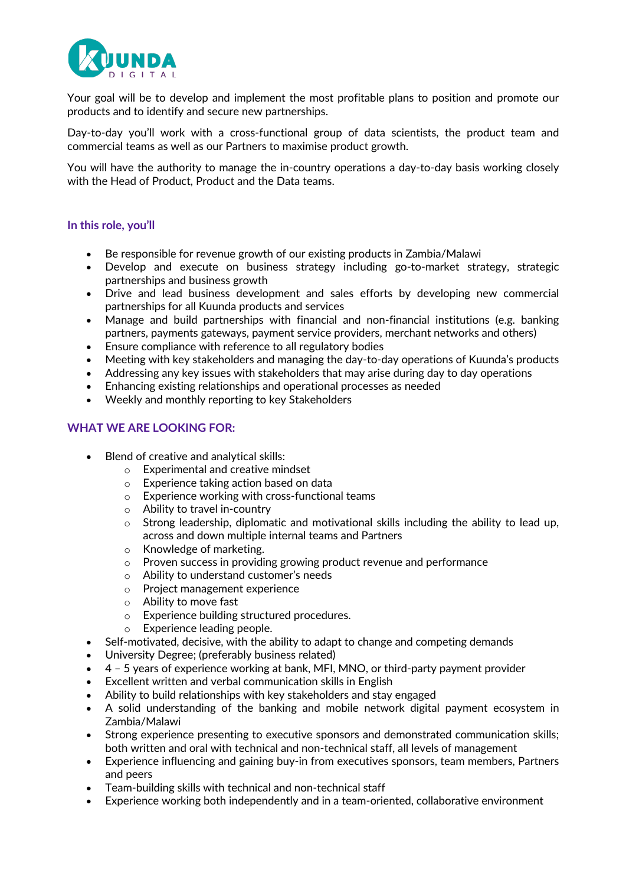Your goal will be to develop and implement the most profitable plans to position and promote our products and to identify and secure new partnerships.

Day-to-day you'll work with a cross-functional group of data scientists, the product team and commercial teams as well as our Partners to maximise product growth.

You will have the authority to manage the in-country operations a day-to-day basis working closely with the Head of Product, Product and the Data teams.

### In this role, you'll

- Be responsible for revenue growth of our existing products in Zambia/Malawi
- Develop and execute on business strategy including go-to-market strategy, strategic partnerships and business growth
- Drive and lead business development and sales efforts by developing new commercial partnerships for all Kuunda products and services
- Manage and build partnerships with financial and non-financial institutions (e.g. banking partners, payments gateways, payment service providers, merchant networks and others)
- Ensure compliance with reference to all regulatory bodies
- Meeting with key stakeholders and managing the day-to-day operations of Kuunda's products
- Addressing any key issues with stakeholders that may arise during day to day operations
- Enhancing existing relationships and operational processes as needed
- Weekly and monthly reporting to key Stakeholders

### WHAT WE ARE LOOKING FOR:

- Blend of creative and analytical skills:
    - Experimental and creative mindset
    - Experience taking action based on data
    - Experience working with cross-functional teams
    - Ability to travel in-country
    - Strong leadership, diplomatic and motivational skills including the ability to lead up, across and down multiple internal teams and Partners
    - Knowledge of marketing.
    - Proven success in providing growing product revenue and performance
    - Ability to understand customer's needs
    - Project management experience
    - Ability to move fast
    - Experience building structured procedures.
    - Experience leading people.
- Self-motivated, decisive, with the ability to adapt to change and competing demands
- University Degree; (preferably business related)
- 4 – 5 years of experience working at bank, MFI, MNO, or third-party payment provider
- Excellent written and verbal communication skills in English
- Ability to build relationships with key stakeholders and stay engaged
- A solid understanding of the banking and mobile network digital payment ecosystem in Zambia/Malawi
- Strong experience presenting to executive sponsors and demonstrated communication skills; both written and oral with technical and non-technical staff, all levels of management
- Experience influencing and gaining buy-in from executives sponsors, team members, Partners and peers
- Team-building skills with technical and non-technical staff
- Experience working both independently and in a team-oriented, collaborative environment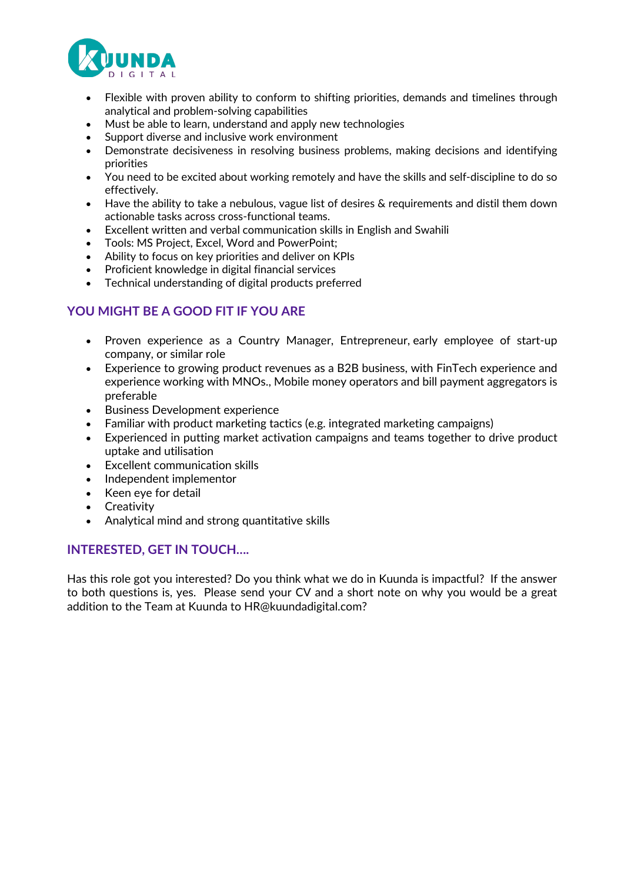- Flexible with proven ability to conform to shifting priorities, demands and timelines through analytical and problem-solving capabilities
- Must be able to learn, understand and apply new technologies
- Support diverse and inclusive work environment
- Demonstrate decisiveness in resolving business problems, making decisions and identifying priorities
- You need to be excited about working remotely and have the skills and self-discipline to do so effectively.
- Have the ability to take a nebulous, vague list of desires & requirements and distil them down actionable tasks across cross-functional teams.
- Excellent written and verbal communication skills in English and Swahili
- Tools: MS Project, Excel, Word and PowerPoint;
- Ability to focus on key priorities and deliver on KPIs
- Proficient knowledge in digital financial services
- Technical understanding of digital products preferred

## YOU MIGHT BE A GOOD FIT IF YOU ARE

- Proven experience as a Country Manager, Entrepreneur, early employee of start-up company, or similar role
- Experience to growing product revenues as a B2B business, with FinTech experience and experience working with MNOs., Mobile money operators and bill payment aggregators is preferable
- Business Development experience
- Familiar with product marketing tactics (e.g. integrated marketing campaigns)
- Experienced in putting market activation campaigns and teams together to drive product uptake and utilisation
- Excellent communication skills
- Independent implementor
- Keen eye for detail
- Creativity
- Analytical mind and strong quantitative skills

## INTERESTED, GET IN TOUCH….

Has this role got you interested? Do you think what we do in Kuunda is impactful? If the answer to both questions is, yes. Please send your CV and a short note on why you would be a great addition to the Team at Kuunda to HR@kuundadigital.com?